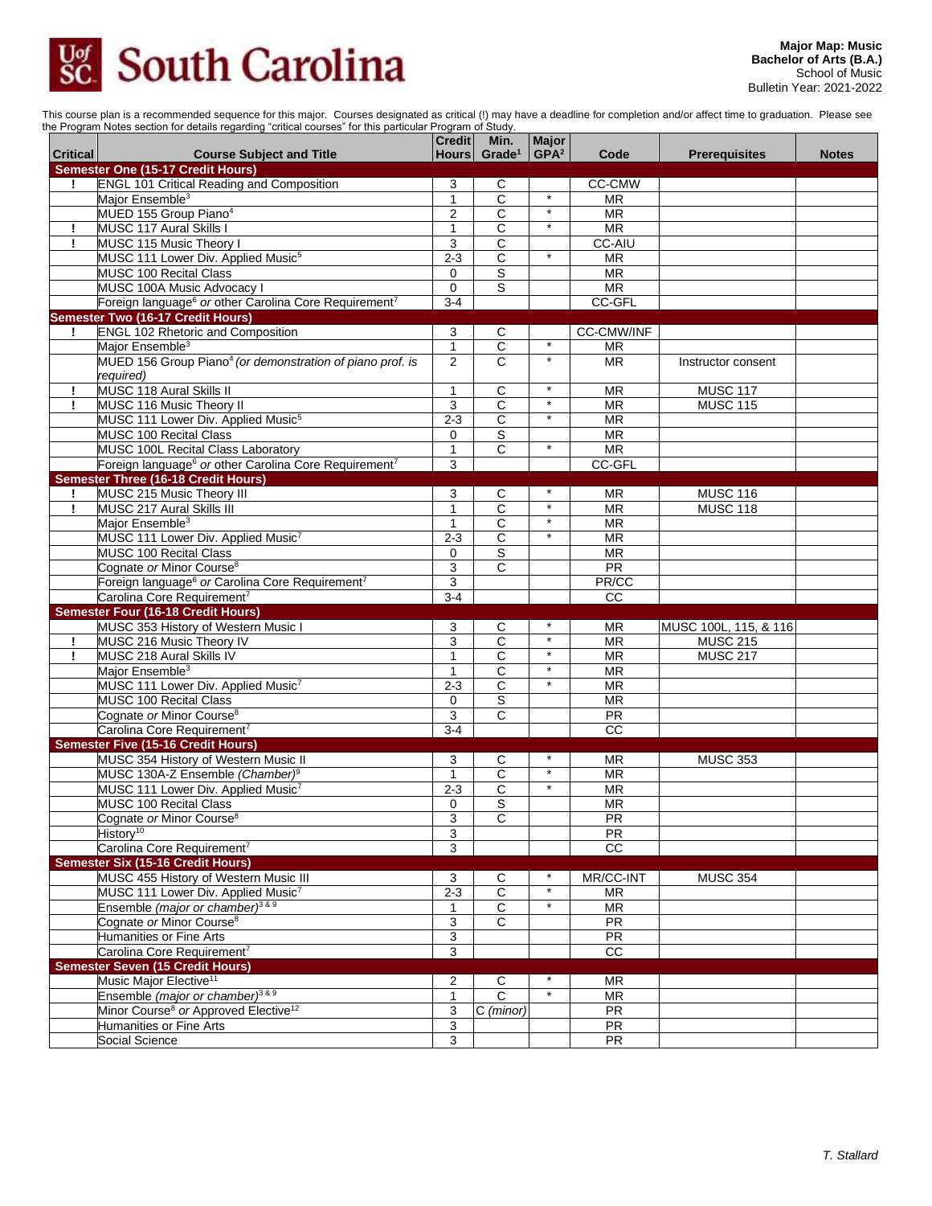# University of South Carolina

**Major Map: Music**
**Bachelor of Arts (B.A.)**
School of Music
Bulletin Year: 2021-2022

This course plan is a recommended sequence for this major. Courses designated as critical (!) may have a deadline for completion and/or affect time to graduation. Please see the Program Notes section for details regarding "critical courses" for this particular Program of Study.

| Critical | Course Subject and Title | Credit Hours | Min. Grade[1] | Major GPA[2] | Code | Prerequisites | Notes |
|---|---|---|---|---|---|---|---|
| **Semester One (15-17 Credit Hours)** | | | | | | | |
| ! | ENGL 101 Critical Reading and Composition | 3 | C | | CC-CMW | | |
| | Major Ensemble[3] | 1 | C | * | MR | | |
| | MUED 155 Group Piano[4] | 2 | C | * | MR | | |
| ! | MUSC 117 Aural Skills I | 1 | C | * | MR | | |
| ! | MUSC 115 Music Theory I | 3 | C | | CC-AIU | | |
| | MUSC 111 Lower Div. Applied Music[5] | 2-3 | C | * | MR | | |
| | MUSC 100 Recital Class | 0 | S | | MR | | |
| | MUSC 100A Music Advocacy I | 0 | S | | MR | | |
| | Foreign language[6] *or* other Carolina Core Requirement[7] | 3-4 | | | CC-GFL | | |
| **Semester Two (16-17 Credit Hours)** | | | | | | | |
| ! | ENGL 102 Rhetoric and Composition | 3 | C | | CC-CMW/INF | | |
| | Major Ensemble[3] | 1 | C | * | MR | | |
| | MUED 156 Group Piano[4] *(or demonstration of piano prof. is required)* | 2 | C | * | MR | Instructor consent | |
| ! | MUSC 118 Aural Skills II | 1 | C | * | MR | MUSC 117 | |
| ! | MUSC 116 Music Theory II | 3 | C | * | MR | MUSC 115 | |
| | MUSC 111 Lower Div. Applied Music[5] | 2-3 | C | * | MR | | |
| | MUSC 100 Recital Class | 0 | S | | MR | | |
| | MUSC 100L Recital Class Laboratory | 1 | C | * | MR | | |
| | Foreign language[6] *or* other Carolina Core Requirement[7] | 3 | | | CC-GFL | | |
| **Semester Three (16-18 Credit Hours)** | | | | | | | |
| ! | MUSC 215 Music Theory III | 3 | C | * | MR | MUSC 116 | |
| ! | MUSC 217 Aural Skills III | 1 | C | * | MR | MUSC 118 | |
| | Major Ensemble[3] | 1 | C | * | MR | | |
| | MUSC 111 Lower Div. Applied Music[7] | 2-3 | C | * | MR | | |
| | MUSC 100 Recital Class | 0 | S | | MR | | |
| | Cognate *or* Minor Course[8] | 3 | C | | PR | | |
| | Foreign language[6] *or* Carolina Core Requirement[7] | 3 | | | PR/CC | | |
| | Carolina Core Requirement[7] | 3-4 | | | CC | | |
| **Semester Four (16-18 Credit Hours)** | | | | | | | |
| | MUSC 353 History of Western Music I | 3 | C | * | MR | MUSC 100L, 115, & 116 | |
| ! | MUSC 216 Music Theory IV | 3 | C | * | MR | MUSC 215 | |
| ! | MUSC 218 Aural Skills IV | 1 | C | * | MR | MUSC 217 | |
| | Major Ensemble[3] | 1 | C | * | MR | | |
| | MUSC 111 Lower Div. Applied Music[7] | 2-3 | C | * | MR | | |
| | MUSC 100 Recital Class | 0 | S | | MR | | |
| | Cognate *or* Minor Course[8] | 3 | C | | PR | | |
| | Carolina Core Requirement[7] | 3-4 | | | CC | | |
| **Semester Five (15-16 Credit Hours)** | | | | | | | |
| | MUSC 354 History of Western Music II | 3 | C | * | MR | MUSC 353 | |
| | MUSC 130A-Z Ensemble *(Chamber)*[9] | 1 | C | * | MR | | |
| | MUSC 111 Lower Div. Applied Music[7] | 2-3 | C | * | MR | | |
| | MUSC 100 Recital Class | 0 | S | | MR | | |
| | Cognate *or* Minor Course[8] | 3 | C | | PR | | |
| | History[10] | 3 | | | PR | | |
| | Carolina Core Requirement[7] | 3 | | | CC | | |
| **Semester Six (15-16 Credit Hours)** | | | | | | | |
| | MUSC 455 History of Western Music III | 3 | C | * | MR/CC-INT | MUSC 354 | |
| | MUSC 111 Lower Div. Applied Music[7] | 2-3 | C | * | MR | | |
| | Ensemble *(major or chamber)*[3 & 9] | 1 | C | * | MR | | |
| | Cognate *or* Minor Course[8] | 3 | C | | PR | | |
| | Humanities or Fine Arts | 3 | | | PR | | |
| | Carolina Core Requirement[7] | 3 | | | CC | | |
| **Semester Seven (15 Credit Hours)** | | | | | | | |
| | Music Major Elective[11] | 2 | C | * | MR | | |
| | Ensemble *(major or chamber)*[3 & 9] | 1 | C | * | MR | | |
| | Minor Course[8] *or* Approved Elective[12] | 3 | C *(minor)* | | PR | | |
| | Humanities or Fine Arts | 3 | | | PR | | |
| | Social Science | 3 | | | PR | | |

*T. Stallard*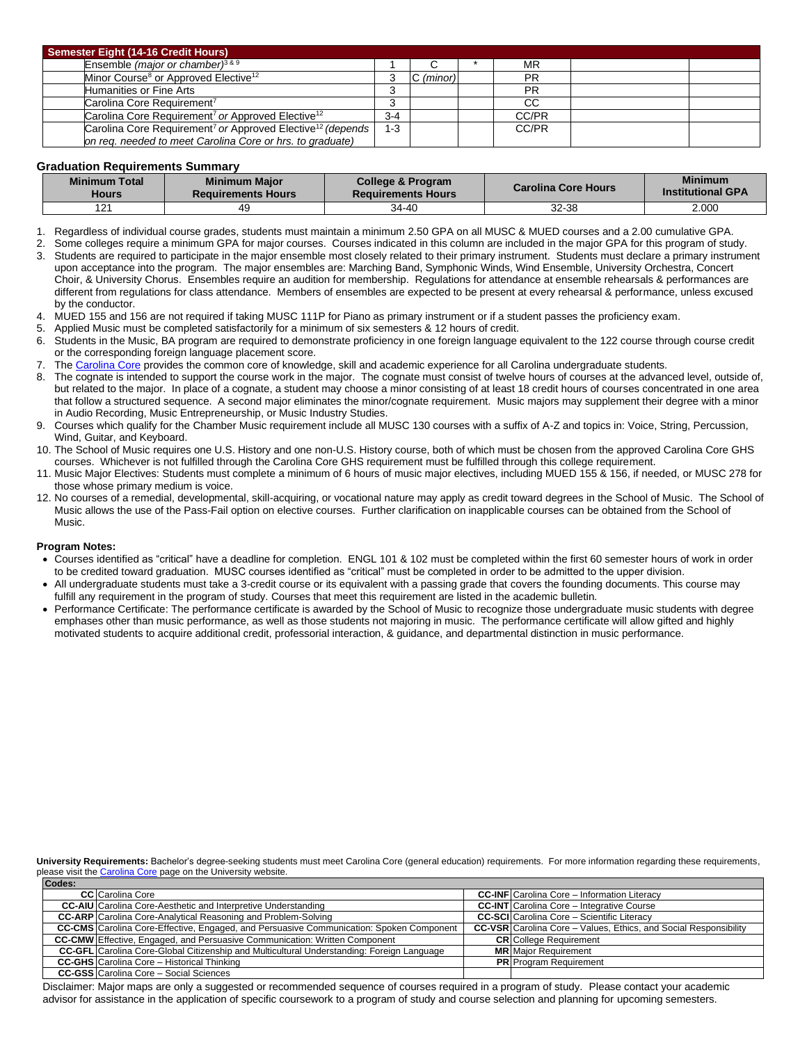| Semester Eight (14-16 Credit Hours) | | | | | | |
|---|---|---|---|---|---|---|
| Ensemble *(major or chamber)*[3 & 9] | 1 | C | * | MR | | |
| Minor Course[8] or Approved Elective[12] | 3 | C *(minor)* | | PR | | |
| Humanities or Fine Arts | 3 | | | PR | | |
| Carolina Core Requirement[7] | 3 | | | CC | | |
| Carolina Core Requirement[7] *or* Approved Elective[12] | 3-4 | | | CC/PR | | |
| Carolina Core Requirement[7] *or* Approved Elective[12] *(depends on req. needed to meet Carolina Core or hrs. to graduate)* | 1-3 | | | CC/PR | | |

### Graduation Requirements Summary

| Minimum Total Hours | Minimum Major Requirements Hours | College & Program Requirements Hours | Carolina Core Hours | Minimum Institutional GPA |
|---|---|---|---|---|
| 121 | 49 | 34-40 | 32-38 | 2.000 |

1. Regardless of individual course grades, students must maintain a minimum 2.50 GPA on all MUSC & MUED courses and a 2.00 cumulative GPA.
2. Some colleges require a minimum GPA for major courses. Courses indicated in this column are included in the major GPA for this program of study.
3. Students are required to participate in the major ensemble most closely related to their primary instrument. Students must declare a primary instrument upon acceptance into the program. The major ensembles are: Marching Band, Symphonic Winds, Wind Ensemble, University Orchestra, Concert Choir, & University Chorus. Ensembles require an audition for membership. Regulations for attendance at ensemble rehearsals & performances are different from regulations for class attendance. Members of ensembles are expected to be present at every rehearsal & performance, unless excused by the conductor.
4. MUED 155 and 156 are not required if taking MUSC 111P for Piano as primary instrument or if a student passes the proficiency exam.
5. Applied Music must be completed satisfactorily for a minimum of six semesters & 12 hours of credit.
6. Students in the Music, BA program are required to demonstrate proficiency in one foreign language equivalent to the 122 course through course credit or the corresponding foreign language placement score.
7. The Carolina Core provides the common core of knowledge, skill and academic experience for all Carolina undergraduate students.
8. The cognate is intended to support the course work in the major. The cognate must consist of twelve hours of courses at the advanced level, outside of, but related to the major. In place of a cognate, a student may choose a minor consisting of at least 18 credit hours of courses concentrated in one area that follow a structured sequence. A second major eliminates the minor/cognate requirement. Music majors may supplement their degree with a minor in Audio Recording, Music Entrepreneurship, or Music Industry Studies.
9. Courses which qualify for the Chamber Music requirement include all MUSC 130 courses with a suffix of A-Z and topics in: Voice, String, Percussion, Wind, Guitar, and Keyboard.
10. The School of Music requires one U.S. History and one non-U.S. History course, both of which must be chosen from the approved Carolina Core GHS courses. Whichever is not fulfilled through the Carolina Core GHS requirement must be fulfilled through this college requirement.
11. Music Major Electives: Students must complete a minimum of 6 hours of music major electives, including MUED 155 & 156, if needed, or MUSC 278 for those whose primary medium is voice.
12. No courses of a remedial, developmental, skill-acquiring, or vocational nature may apply as credit toward degrees in the School of Music. The School of Music allows the use of the Pass-Fail option on elective courses. Further clarification on inapplicable courses can be obtained from the School of Music.

**Program Notes:**

- Courses identified as "critical" have a deadline for completion. ENGL 101 & 102 must be completed within the first 60 semester hours of work in order to be credited toward graduation. MUSC courses identified as "critical" must be completed in order to be admitted to the upper division.
- All undergraduate students must take a 3-credit course or its equivalent with a passing grade that covers the founding documents. This course may fulfill any requirement in the program of study. Courses that meet this requirement are listed in the academic bulletin.
- Performance Certificate: The performance certificate is awarded by the School of Music to recognize those undergraduate music students with degree emphases other than music performance, as well as those students not majoring in music. The performance certificate will allow gifted and highly motivated students to acquire additional credit, professorial interaction, & guidance, and departmental distinction in music performance.

**University Requirements:** Bachelor's degree-seeking students must meet Carolina Core (general education) requirements. For more information regarding these requirements, please visit the Carolina Core page on the University website.

| Codes: | | | |
|---|---|---|---|
| **CC** | Carolina Core | **CC-INF** | Carolina Core – Information Literacy |
| **CC-AIU** | Carolina Core-Aesthetic and Interpretive Understanding | **CC-INT** | Carolina Core – Integrative Course |
| **CC-ARP** | Carolina Core-Analytical Reasoning and Problem-Solving | **CC-SCI** | Carolina Core – Scientific Literacy |
| **CC-CMS** | Carolina Core-Effective, Engaged, and Persuasive Communication: Spoken Component | **CC-VSR** | Carolina Core – Values, Ethics, and Social Responsibility |
| **CC-CMW** | Effective, Engaged, and Persuasive Communication: Written Component | **CR** | College Requirement |
| **CC-GFL** | Carolina Core-Global Citizenship and Multicultural Understanding: Foreign Language | **MR** | Major Requirement |
| **CC-GHS** | Carolina Core – Historical Thinking | **PR** | Program Requirement |
| **CC-GSS** | Carolina Core – Social Sciences | | |

Disclaimer: Major maps are only a suggested or recommended sequence of courses required in a program of study. Please contact your academic advisor for assistance in the application of specific coursework to a program of study and course selection and planning for upcoming semesters.